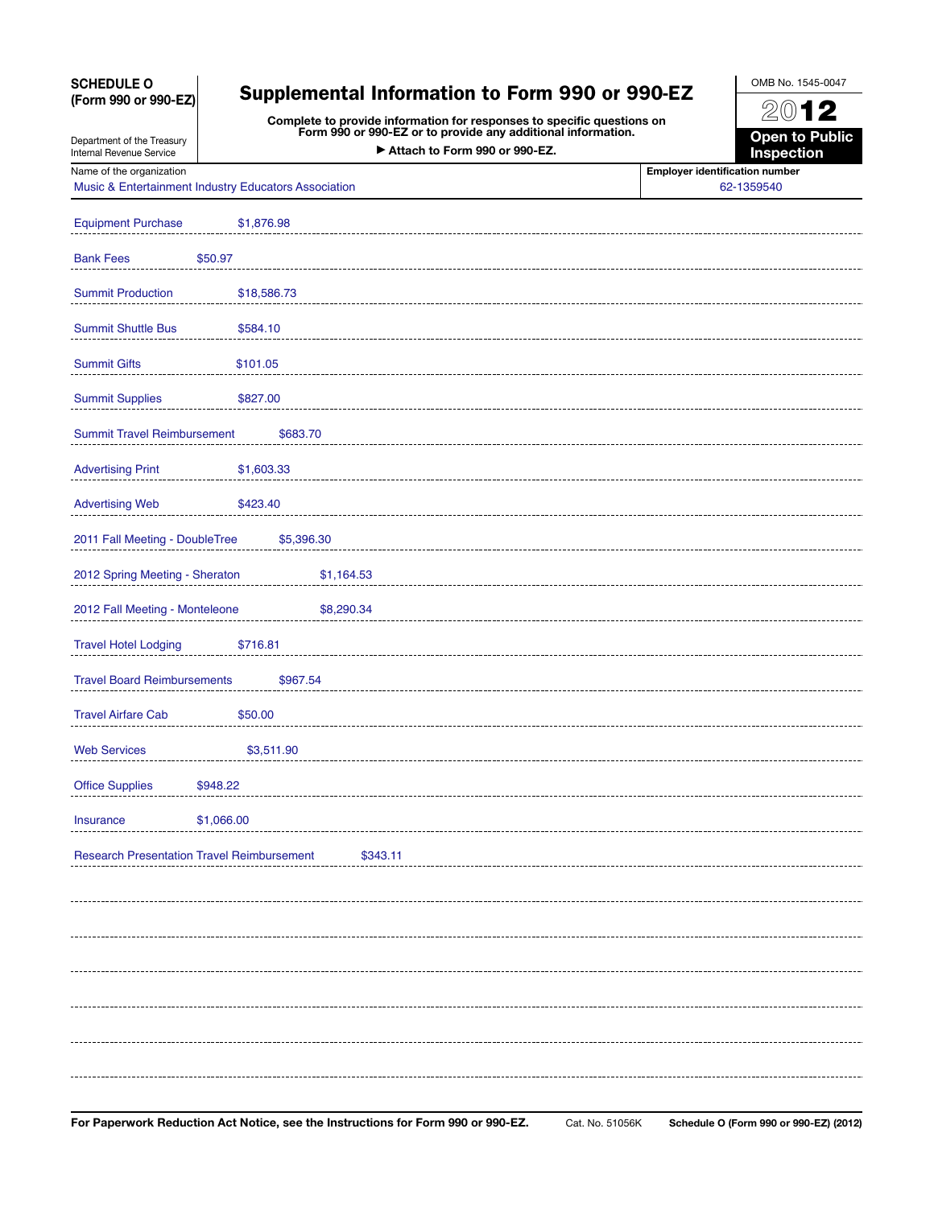**SCHEDULE O (Form 990 or 990-EZ)**

Department of the Treasury
Internal Revenue Service

# Supplemental Information to Form 990 or 990-EZ

**Complete to provide information for responses to specific questions on Form 990 or 990-EZ or to provide any additional information.**

**▶ Attach to Form 990 or 990-EZ.**

OMB No. 1545-0047

**2012**

**Open to Public Inspection**

| Name of the organization | Employer identification number |
|---|---|
| Music & Entertainment Industry Educators Association | 62-1359540 |

Equipment Purchase $1,876.98

Bank Fees $50.97

Summit Production $18,586.73

Summit Shuttle Bus $584.10

Summit Gifts $101.05

Summit Supplies $827.00

Summit Travel Reimbursement $683.70

Advertising Print $1,603.33

Advertising Web $423.40

2011 Fall Meeting - DoubleTree $5,396.30

2012 Spring Meeting - Sheraton $1,164.53

2012 Fall Meeting - Monteleone $8,290.34

Travel Hotel Lodging $716.81

Travel Board Reimbursements $967.54

Travel Airfare Cab $50.00

Web Services $3,511.90

Office Supplies $948.22

Insurance $1,066.00

Research Presentation Travel Reimbursement $343.11

**For Paperwork Reduction Act Notice, see the Instructions for Form 990 or 990-EZ.** Cat. No. 51056K **Schedule O (Form 990 or 990-EZ) (2012)**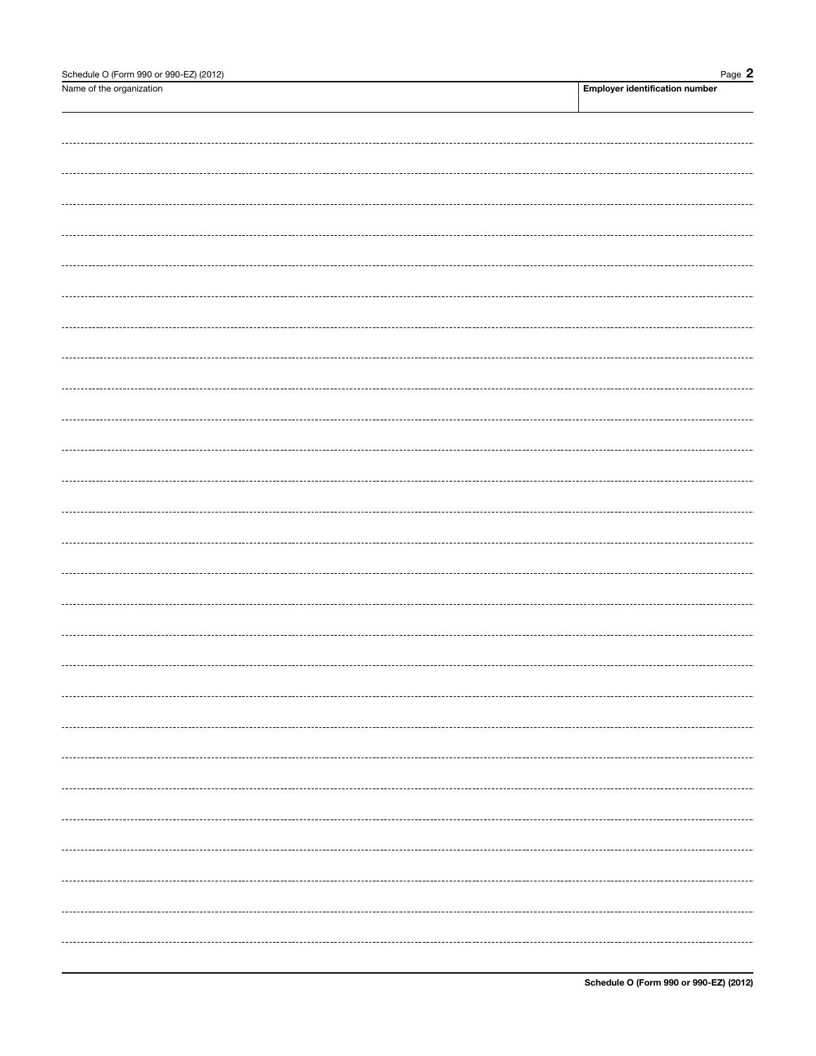| Name of the organization | Employer identification number |
| --- | --- |
| | |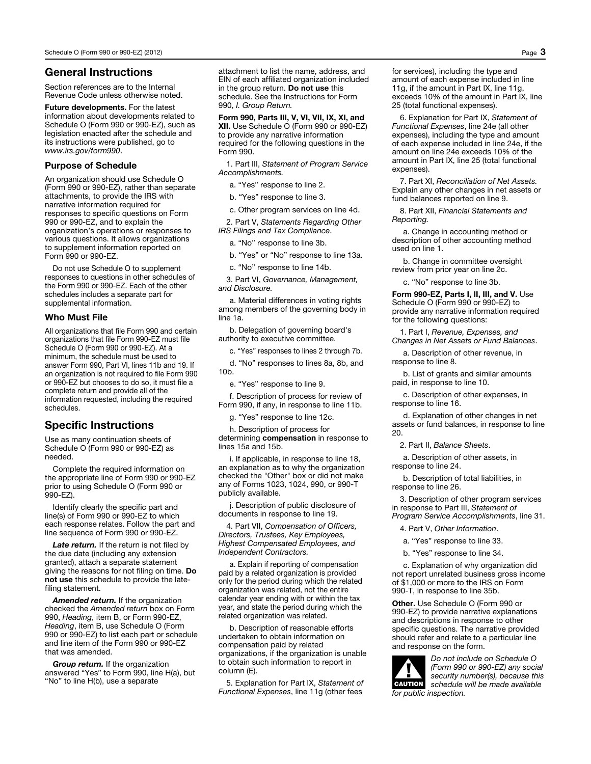## General Instructions

Section references are to the Internal Revenue Code unless otherwise noted.

**Future developments.** For the latest information about developments related to Schedule O (Form 990 or 990-EZ), such as legislation enacted after the schedule and its instructions were published, go to *www.irs.gov/form990*.

### Purpose of Schedule

An organization should use Schedule O (Form 990 or 990-EZ), rather than separate attachments, to provide the IRS with narrative information required for responses to specific questions on Form 990 or 990-EZ, and to explain the organization's operations or responses to various questions. It allows organizations to supplement information reported on Form 990 or 990-EZ.

Do not use Schedule O to supplement responses to questions in other schedules of the Form 990 or 990-EZ. Each of the other schedules includes a separate part for supplemental information.

### Who Must File

All organizations that file Form 990 and certain organizations that file Form 990-EZ must file Schedule O (Form 990 or 990-EZ). At a minimum, the schedule must be used to answer Form 990, Part VI, lines 11b and 19. If an organization is not required to file Form 990 or 990-EZ but chooses to do so, it must file a complete return and provide all of the information requested, including the required schedules.

## Specific Instructions

Use as many continuation sheets of Schedule O (Form 990 or 990-EZ) as needed.

Complete the required information on the appropriate line of Form 990 or 990-EZ prior to using Schedule O (Form 990 or 990-EZ).

Identify clearly the specific part and line(s) of Form 990 or 990-EZ to which each response relates. Follow the part and line sequence of Form 990 or 990-EZ.

***Late return.*** If the return is not filed by the due date (including any extension granted), attach a separate statement giving the reasons for not filing on time. **Do not use** this schedule to provide the late-filing statement.

***Amended return.*** If the organization checked the *Amended return* box on Form 990, *Heading*, item B, or Form 990-EZ, *Heading*, item B, use Schedule O (Form 990 or 990-EZ) to list each part or schedule and line item of the Form 990 or 990-EZ that was amended.

***Group return.*** If the organization answered "Yes" to Form 990, line H(a), but "No" to line H(b), use a separate attachment to list the name, address, and EIN of each affiliated organization included in the group return. **Do not use** this schedule. See the Instructions for Form 990, *I. Group Return.*

**Form 990, Parts III, V, VI, VII, IX, XI, and XII.** Use Schedule O (Form 990 or 990-EZ) to provide any narrative information required for the following questions in the Form 990.

1. Part III, *Statement of Program Service Accomplishments.*

   a. "Yes" response to line 2.

   b. "Yes" response to line 3.

   c. Other program services on line 4d.

2. Part V, *Statements Regarding Other IRS Filings and Tax Compliance*.

   a. "No" response to line 3b.

   b. "Yes" or "No" response to line 13a.

   c. "No" response to line 14b.

3. Part VI, *Governance, Management, and Disclosure.*

   a. Material differences in voting rights among members of the governing body in line 1a.

   b. Delegation of governing board's authority to executive committee.

   c. "Yes" responses to lines 2 through 7b.

   d. "No" responses to lines 8a, 8b, and 10b.

   e. "Yes" response to line 9.

   f. Description of process for review of Form 990, if any, in response to line 11b.

   g. "Yes" response to line 12c.

   h. Description of process for determining **compensation** in response to lines 15a and 15b.

   i. If applicable, in response to line 18, an explanation as to why the organization checked the "Other" box or did not make any of Forms 1023, 1024, 990, or 990-T publicly available.

   j. Description of public disclosure of documents in response to line 19.

4. Part VII, *Compensation of Officers, Directors, Trustees, Key Employees, Highest Compensated Employees, and Independent Contractors.*

   a. Explain if reporting of compensation paid by a related organization is provided only for the period during which the related organization was related, not the entire calendar year ending with or within the tax year, and state the period during which the related organization was related.

   b. Description of reasonable efforts undertaken to obtain information on compensation paid by related organizations, if the organization is unable to obtain such information to report in column (E).

5. Explanation for Part IX, *Statement of Functional Expenses*, line 11g (other fees for services), including the type and amount of each expense included in line 11g, if the amount in Part IX, line 11g, exceeds 10% of the amount in Part IX, line 25 (total functional expenses).

6. Explanation for Part IX, *Statement of Functional Expenses*, line 24e (all other expenses), including the type and amount of each expense included in line 24e, if the amount on line 24e exceeds 10% of the amount in Part IX, line 25 (total functional expenses).

7. Part XI, *Reconciliation of Net Assets.* Explain any other changes in net assets or fund balances reported on line 9.

8. Part XII, *Financial Statements and Reporting.*

   a. Change in accounting method or description of other accounting method used on line 1.

   b. Change in committee oversight review from prior year on line 2c.

   c. "No" response to line 3b.

**Form 990-EZ, Parts I, II, III, and V.** Use Schedule O (Form 990 or 990-EZ) to provide any narrative information required for the following questions:

1. Part I, *Revenue, Expenses, and Changes in Net Assets or Fund Balances*.

   a. Description of other revenue, in response to line 8.

   b. List of grants and similar amounts paid, in response to line 10.

   c. Description of other expenses, in response to line 16.

   d. Explanation of other changes in net assets or fund balances, in response to line 20.

2. Part II, *Balance Sheets*.

   a. Description of other assets, in response to line 24.

   b. Description of total liabilities, in response to line 26.

3. Description of other program services in response to Part III, *Statement of Program Service Accomplishments*, line 31.

4. Part V, *Other Information*.

   a. "Yes" response to line 33.

   b. "Yes" response to line 34.

   c. Explanation of why organization did not report unrelated business gross income of $1,000 or more to the IRS on Form 990-T, in response to line 35b.

**Other.** Use Schedule O (Form 990 or 990-EZ) to provide narrative explanations and descriptions in response to other specific questions. The narrative provided should refer and relate to a particular line and response on the form.

**CAUTION** *Do not include on Schedule O (Form 990 or 990-EZ) any social security number(s), because this schedule will be made available for public inspection.*